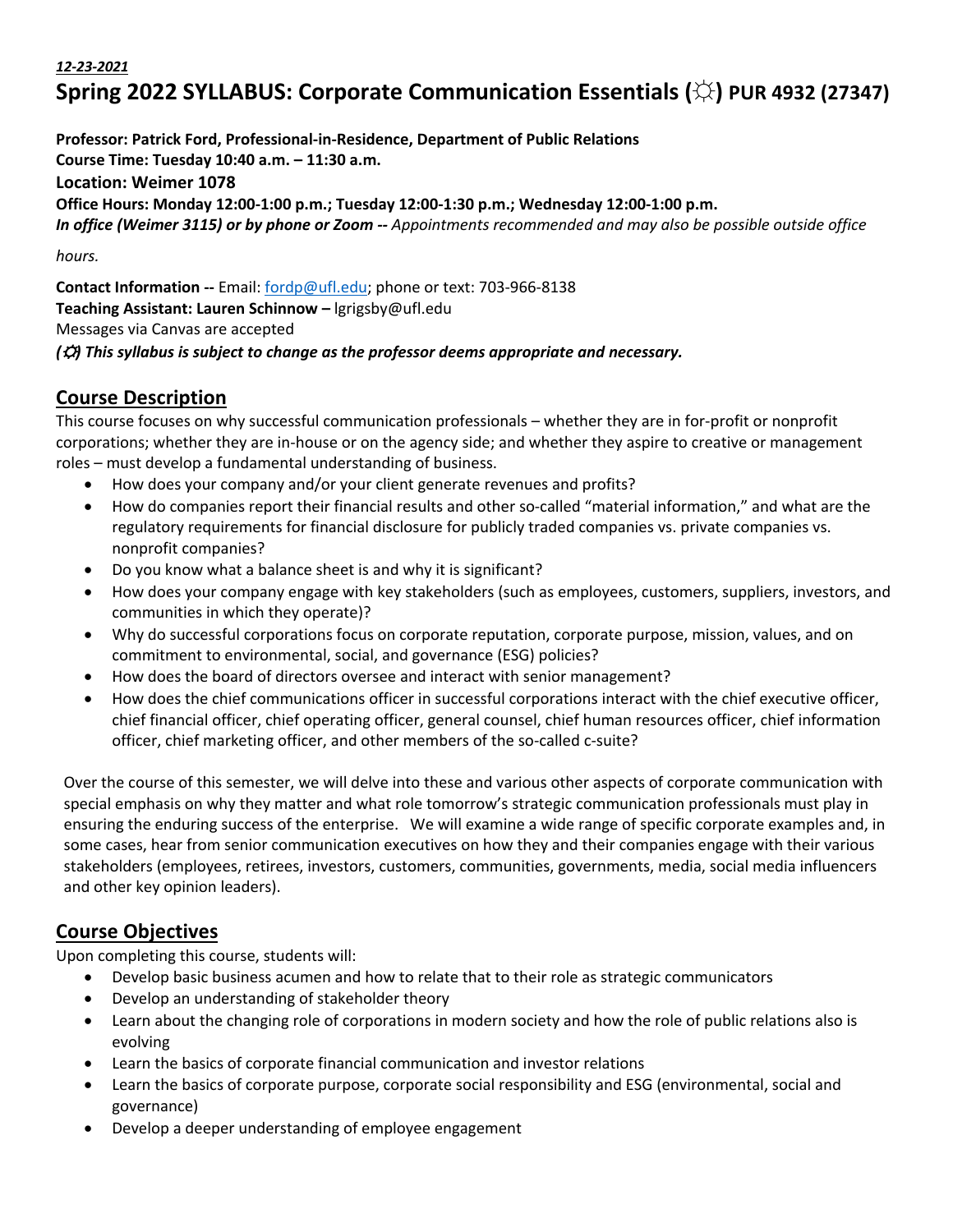***12-23-2021***

# Spring 2022 SYLLABUS: Corporate Communication Essentials (☼) PUR 4932 (27347)

**Professor: Patrick Ford, Professional-in-Residence, Department of Public Relations**
**Course Time: Tuesday 10:40 a.m. – 11:30 a.m.**
**Location: Weimer 1078**
**Office Hours: Monday 12:00-1:00 p.m.; Tuesday 12:00-1:30 p.m.; Wednesday 12:00-1:00 p.m.**
***In office (Weimer 3115) or by phone or Zoom --*** *Appointments recommended and may also be possible outside office hours.*

**Contact Information --** Email: fordp@ufl.edu; phone or text: 703-966-8138
**Teaching Assistant: Lauren Schinnow –** lgrigsby@ufl.edu
Messages via Canvas are accepted
***(☼) This syllabus is subject to change as the professor deems appropriate and necessary.***

## Course Description

This course focuses on why successful communication professionals – whether they are in for-profit or nonprofit corporations; whether they are in-house or on the agency side; and whether they aspire to creative or management roles – must develop a fundamental understanding of business.

- How does your company and/or your client generate revenues and profits?
- How do companies report their financial results and other so-called "material information," and what are the regulatory requirements for financial disclosure for publicly traded companies vs. private companies vs. nonprofit companies?
- Do you know what a balance sheet is and why it is significant?
- How does your company engage with key stakeholders (such as employees, customers, suppliers, investors, and communities in which they operate)?
- Why do successful corporations focus on corporate reputation, corporate purpose, mission, values, and on commitment to environmental, social, and governance (ESG) policies?
- How does the board of directors oversee and interact with senior management?
- How does the chief communications officer in successful corporations interact with the chief executive officer, chief financial officer, chief operating officer, general counsel, chief human resources officer, chief information officer, chief marketing officer, and other members of the so-called c-suite?

Over the course of this semester, we will delve into these and various other aspects of corporate communication with special emphasis on why they matter and what role tomorrow's strategic communication professionals must play in ensuring the enduring success of the enterprise. We will examine a wide range of specific corporate examples and, in some cases, hear from senior communication executives on how they and their companies engage with their various stakeholders (employees, retirees, investors, customers, communities, governments, media, social media influencers and other key opinion leaders).

## Course Objectives

Upon completing this course, students will:

- Develop basic business acumen and how to relate that to their role as strategic communicators
- Develop an understanding of stakeholder theory
- Learn about the changing role of corporations in modern society and how the role of public relations also is evolving
- Learn the basics of corporate financial communication and investor relations
- Learn the basics of corporate purpose, corporate social responsibility and ESG (environmental, social and governance)
- Develop a deeper understanding of employee engagement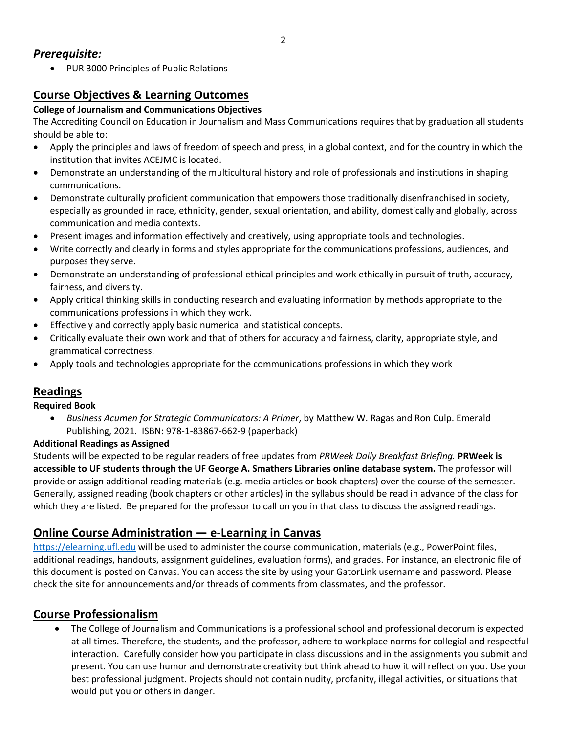## *Prerequisite:*

- PUR 3000 Principles of Public Relations

## Course Objectives & Learning Outcomes

**College of Journalism and Communications Objectives**

The Accrediting Council on Education in Journalism and Mass Communications requires that by graduation all students should be able to:

- Apply the principles and laws of freedom of speech and press, in a global context, and for the country in which the institution that invites ACEJMC is located.
- Demonstrate an understanding of the multicultural history and role of professionals and institutions in shaping communications.
- Demonstrate culturally proficient communication that empowers those traditionally disenfranchised in society, especially as grounded in race, ethnicity, gender, sexual orientation, and ability, domestically and globally, across communication and media contexts.
- Present images and information effectively and creatively, using appropriate tools and technologies.
- Write correctly and clearly in forms and styles appropriate for the communications professions, audiences, and purposes they serve.
- Demonstrate an understanding of professional ethical principles and work ethically in pursuit of truth, accuracy, fairness, and diversity.
- Apply critical thinking skills in conducting research and evaluating information by methods appropriate to the communications professions in which they work.
- Effectively and correctly apply basic numerical and statistical concepts.
- Critically evaluate their own work and that of others for accuracy and fairness, clarity, appropriate style, and grammatical correctness.
- Apply tools and technologies appropriate for the communications professions in which they work

## Readings

**Required Book**

- *Business Acumen for Strategic Communicators: A Primer*, by Matthew W. Ragas and Ron Culp. Emerald Publishing, 2021. ISBN: 978-1-83867-662-9 (paperback)

**Additional Readings as Assigned**

Students will be expected to be regular readers of free updates from *PRWeek Daily Breakfast Briefing.* **PRWeek is accessible to UF students through the UF George A. Smathers Libraries online database system.** The professor will provide or assign additional reading materials (e.g. media articles or book chapters) over the course of the semester. Generally, assigned reading (book chapters or other articles) in the syllabus should be read in advance of the class for which they are listed. Be prepared for the professor to call on you in that class to discuss the assigned readings.

## Online Course Administration — e-Learning in Canvas

https://elearning.ufl.edu will be used to administer the course communication, materials (e.g., PowerPoint files, additional readings, handouts, assignment guidelines, evaluation forms), and grades. For instance, an electronic file of this document is posted on Canvas. You can access the site by using your GatorLink username and password. Please check the site for announcements and/or threads of comments from classmates, and the professor.

## Course Professionalism

- The College of Journalism and Communications is a professional school and professional decorum is expected at all times. Therefore, the students, and the professor, adhere to workplace norms for collegial and respectful interaction. Carefully consider how you participate in class discussions and in the assignments you submit and present. You can use humor and demonstrate creativity but think ahead to how it will reflect on you. Use your best professional judgment. Projects should not contain nudity, profanity, illegal activities, or situations that would put you or others in danger.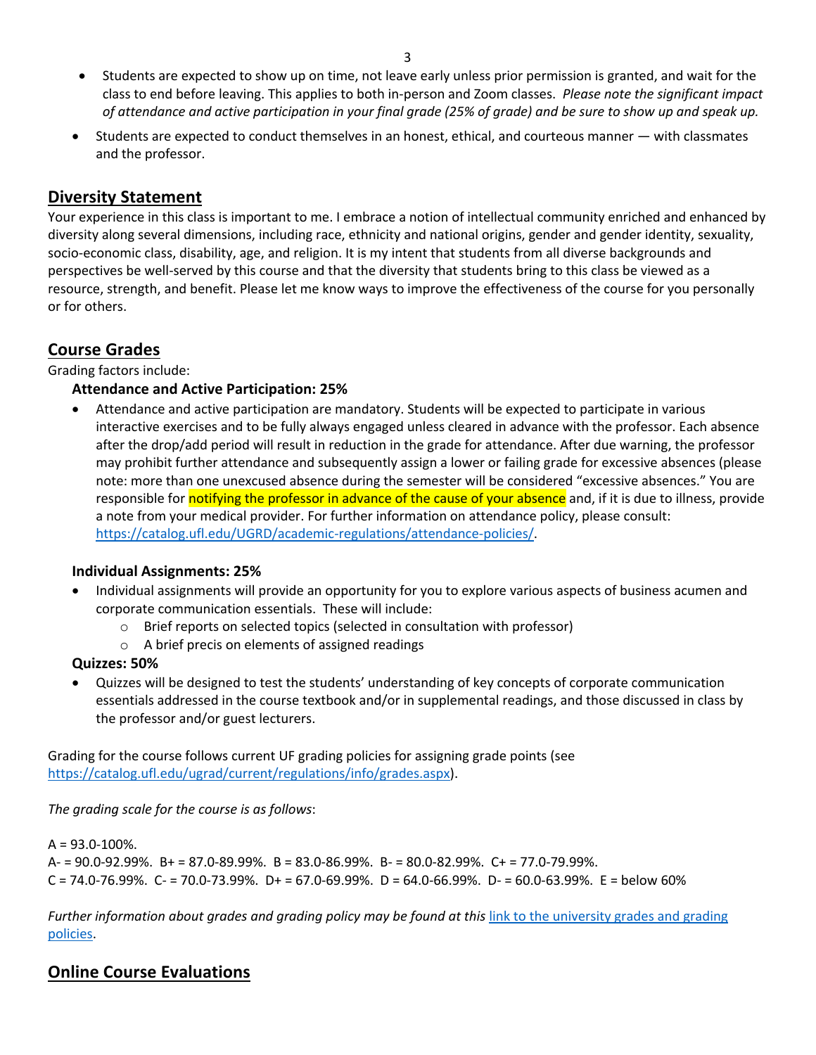- Students are expected to show up on time, not leave early unless prior permission is granted, and wait for the class to end before leaving. This applies to both in-person and Zoom classes. *Please note the significant impact of attendance and active participation in your final grade (25% of grade) and be sure to show up and speak up.*
- Students are expected to conduct themselves in an honest, ethical, and courteous manner — with classmates and the professor.

## Diversity Statement

Your experience in this class is important to me. I embrace a notion of intellectual community enriched and enhanced by diversity along several dimensions, including race, ethnicity and national origins, gender and gender identity, sexuality, socio-economic class, disability, age, and religion. It is my intent that students from all diverse backgrounds and perspectives be well-served by this course and that the diversity that students bring to this class be viewed as a resource, strength, and benefit. Please let me know ways to improve the effectiveness of the course for you personally or for others.

## Course Grades

Grading factors include:

**Attendance and Active Participation: 25%**

- Attendance and active participation are mandatory. Students will be expected to participate in various interactive exercises and to be fully always engaged unless cleared in advance with the professor. Each absence after the drop/add period will result in reduction in the grade for attendance. After due warning, the professor may prohibit further attendance and subsequently assign a lower or failing grade for excessive absences (please note: more than one unexcused absence during the semester will be considered "excessive absences." You are responsible for notifying the professor in advance of the cause of your absence and, if it is due to illness, provide a note from your medical provider. For further information on attendance policy, please consult: https://catalog.ufl.edu/UGRD/academic-regulations/attendance-policies/.

**Individual Assignments: 25%**

- Individual assignments will provide an opportunity for you to explore various aspects of business acumen and corporate communication essentials. These will include:
  - Brief reports on selected topics (selected in consultation with professor)
  - A brief precis on elements of assigned readings

**Quizzes: 50%**

- Quizzes will be designed to test the students' understanding of key concepts of corporate communication essentials addressed in the course textbook and/or in supplemental readings, and those discussed in class by the professor and/or guest lecturers.

Grading for the course follows current UF grading policies for assigning grade points (see https://catalog.ufl.edu/ugrad/current/regulations/info/grades.aspx).

*The grading scale for the course is as follows*:

A = 93.0-100%.
A- = 90.0-92.99%. B+ = 87.0-89.99%. B = 83.0-86.99%. B- = 80.0-82.99%. C+ = 77.0-79.99%.
C = 74.0-76.99%. C- = 70.0-73.99%. D+ = 67.0-69.99%. D = 64.0-66.99%. D- = 60.0-63.99%. E = below 60%

*Further information about grades and grading policy may be found at this* link to the university grades and grading policies.

## Online Course Evaluations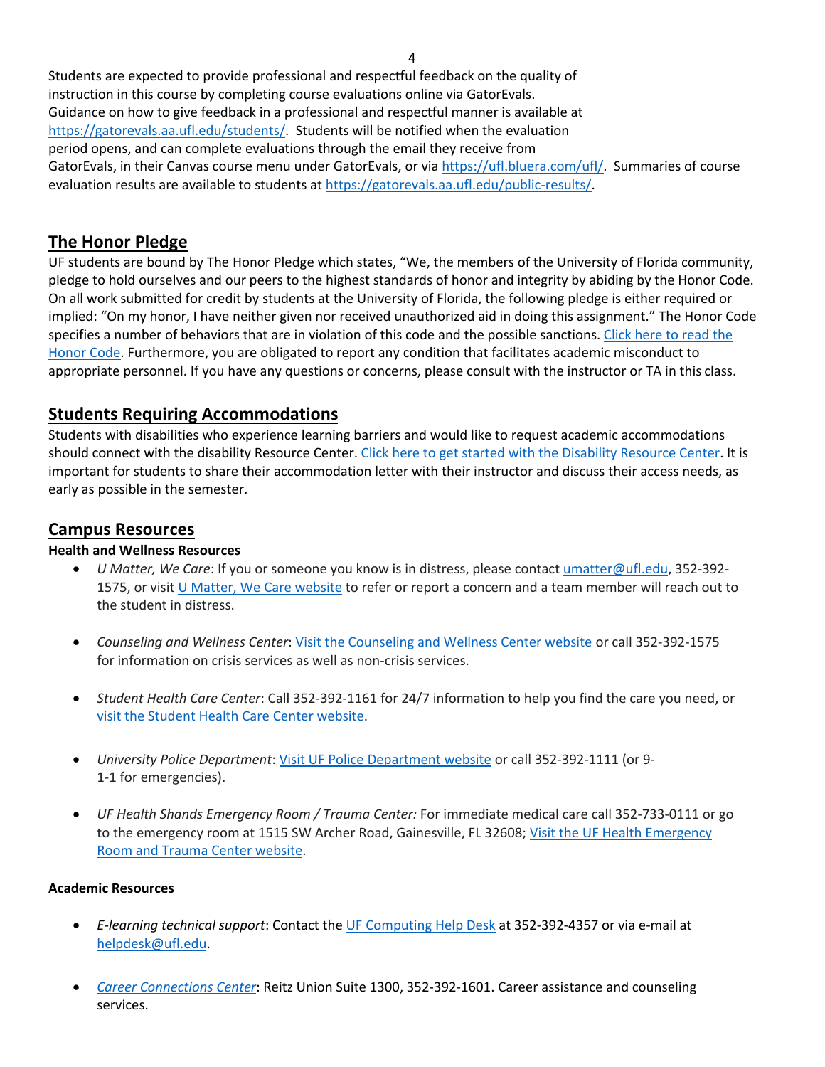Students are expected to provide professional and respectful feedback on the quality of instruction in this course by completing course evaluations online via GatorEvals. Guidance on how to give feedback in a professional and respectful manner is available at https://gatorevals.aa.ufl.edu/students/. Students will be notified when the evaluation period opens, and can complete evaluations through the email they receive from GatorEvals, in their Canvas course menu under GatorEvals, or via https://ufl.bluera.com/ufl/. Summaries of course evaluation results are available to students at https://gatorevals.aa.ufl.edu/public-results/.

## The Honor Pledge

UF students are bound by The Honor Pledge which states, "We, the members of the University of Florida community, pledge to hold ourselves and our peers to the highest standards of honor and integrity by abiding by the Honor Code. On all work submitted for credit by students at the University of Florida, the following pledge is either required or implied: "On my honor, I have neither given nor received unauthorized aid in doing this assignment." The Honor Code specifies a number of behaviors that are in violation of this code and the possible sanctions. Click here to read the Honor Code. Furthermore, you are obligated to report any condition that facilitates academic misconduct to appropriate personnel. If you have any questions or concerns, please consult with the instructor or TA in this class.

## Students Requiring Accommodations

Students with disabilities who experience learning barriers and would like to request academic accommodations should connect with the disability Resource Center. Click here to get started with the Disability Resource Center. It is important for students to share their accommodation letter with their instructor and discuss their access needs, as early as possible in the semester.

## Campus Resources

**Health and Wellness Resources**

- *U Matter, We Care*: If you or someone you know is in distress, please contact umatter@ufl.edu, 352-392-1575, or visit U Matter, We Care website to refer or report a concern and a team member will reach out to the student in distress.

- *Counseling and Wellness Center*: Visit the Counseling and Wellness Center website or call 352-392-1575 for information on crisis services as well as non-crisis services.

- *Student Health Care Center*: Call 352-392-1161 for 24/7 information to help you find the care you need, or visit the Student Health Care Center website.

- *University Police Department*: Visit UF Police Department website or call 352-392-1111 (or 9-1-1 for emergencies).

- *UF Health Shands Emergency Room / Trauma Center:* For immediate medical care call 352-733-0111 or go to the emergency room at 1515 SW Archer Road, Gainesville, FL 32608; Visit the UF Health Emergency Room and Trauma Center website.

**Academic Resources**

- *E-learning technical support*: Contact the UF Computing Help Desk at 352-392-4357 or via e-mail at helpdesk@ufl.edu.

- *Career Connections Center*: Reitz Union Suite 1300, 352-392-1601. Career assistance and counseling services.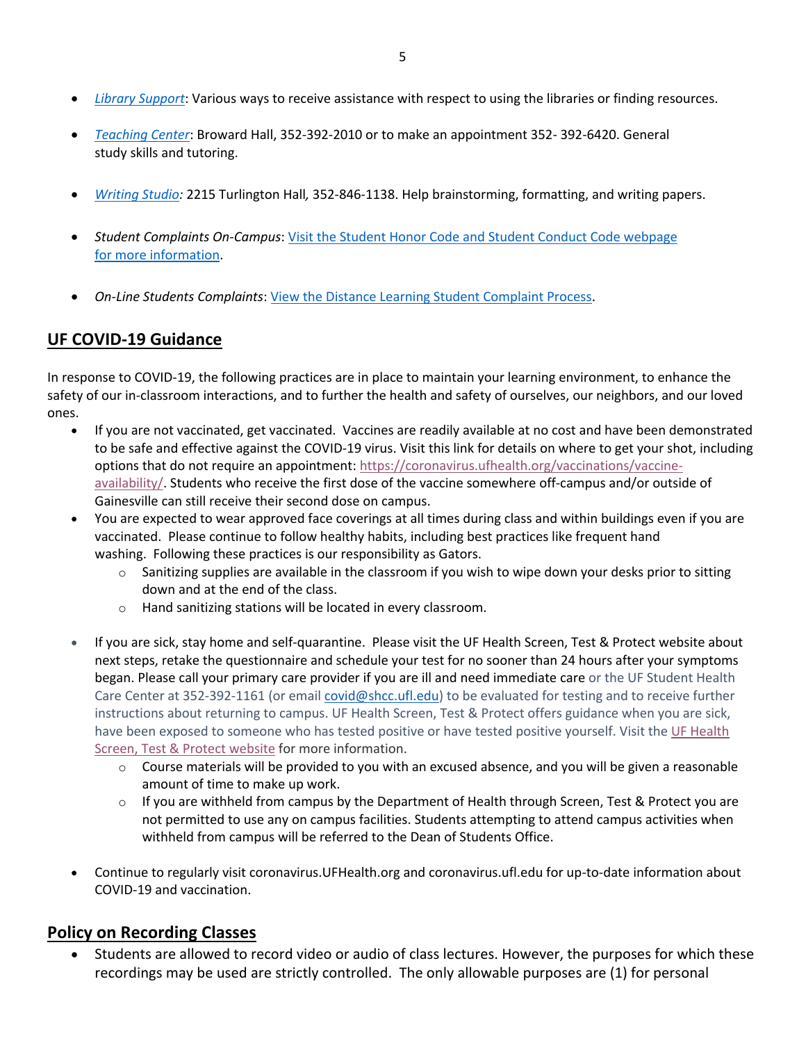- *Library Support*: Various ways to receive assistance with respect to using the libraries or finding resources.

- *Teaching Center*: Broward Hall, 352-392-2010 or to make an appointment 352- 392-6420. General study skills and tutoring.

- *Writing Studio:* 2215 Turlington Hall*,* 352-846-1138. Help brainstorming, formatting, and writing papers.

- *Student Complaints On-Campus*: Visit the Student Honor Code and Student Conduct Code webpage for more information.

- *On-Line Students Complaints*: View the Distance Learning Student Complaint Process.

## UF COVID-19 Guidance

In response to COVID-19, the following practices are in place to maintain your learning environment, to enhance the safety of our in-classroom interactions, and to further the health and safety of ourselves, our neighbors, and our loved ones.

- If you are not vaccinated, get vaccinated. Vaccines are readily available at no cost and have been demonstrated to be safe and effective against the COVID-19 virus. Visit this link for details on where to get your shot, including options that do not require an appointment: https://coronavirus.ufhealth.org/vaccinations/vaccine-availability/. Students who receive the first dose of the vaccine somewhere off-campus and/or outside of Gainesville can still receive their second dose on campus.
- You are expected to wear approved face coverings at all times during class and within buildings even if you are vaccinated. Please continue to follow healthy habits, including best practices like frequent hand washing. Following these practices is our responsibility as Gators.
    - Sanitizing supplies are available in the classroom if you wish to wipe down your desks prior to sitting down and at the end of the class.
    - Hand sanitizing stations will be located in every classroom.

- If you are sick, stay home and self-quarantine. Please visit the UF Health Screen, Test & Protect website about next steps, retake the questionnaire and schedule your test for no sooner than 24 hours after your symptoms began. Please call your primary care provider if you are ill and need immediate care or the UF Student Health Care Center at 352-392-1161 (or email covid@shcc.ufl.edu) to be evaluated for testing and to receive further instructions about returning to campus. UF Health Screen, Test & Protect offers guidance when you are sick, have been exposed to someone who has tested positive or have tested positive yourself. Visit the UF Health Screen, Test & Protect website for more information.
    - Course materials will be provided to you with an excused absence, and you will be given a reasonable amount of time to make up work.
    - If you are withheld from campus by the Department of Health through Screen, Test & Protect you are not permitted to use any on campus facilities. Students attempting to attend campus activities when withheld from campus will be referred to the Dean of Students Office.

- Continue to regularly visit coronavirus.UFHealth.org and coronavirus.ufl.edu for up-to-date information about COVID-19 and vaccination.

## Policy on Recording Classes

- Students are allowed to record video or audio of class lectures. However, the purposes for which these recordings may be used are strictly controlled. The only allowable purposes are (1) for personal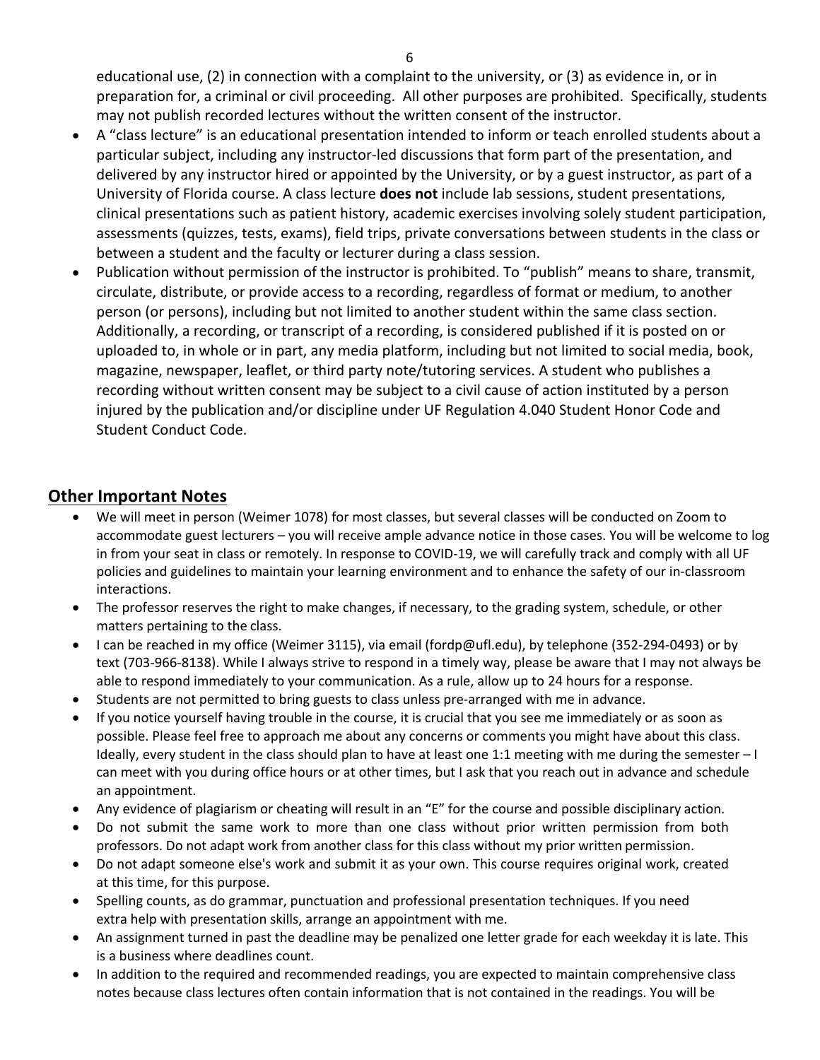educational use, (2) in connection with a complaint to the university, or (3) as evidence in, or in preparation for, a criminal or civil proceeding. All other purposes are prohibited. Specifically, students may not publish recorded lectures without the written consent of the instructor.

- A "class lecture" is an educational presentation intended to inform or teach enrolled students about a particular subject, including any instructor-led discussions that form part of the presentation, and delivered by any instructor hired or appointed by the University, or by a guest instructor, as part of a University of Florida course. A class lecture **does not** include lab sessions, student presentations, clinical presentations such as patient history, academic exercises involving solely student participation, assessments (quizzes, tests, exams), field trips, private conversations between students in the class or between a student and the faculty or lecturer during a class session.
- Publication without permission of the instructor is prohibited. To "publish" means to share, transmit, circulate, distribute, or provide access to a recording, regardless of format or medium, to another person (or persons), including but not limited to another student within the same class section. Additionally, a recording, or transcript of a recording, is considered published if it is posted on or uploaded to, in whole or in part, any media platform, including but not limited to social media, book, magazine, newspaper, leaflet, or third party note/tutoring services. A student who publishes a recording without written consent may be subject to a civil cause of action instituted by a person injured by the publication and/or discipline under UF Regulation 4.040 Student Honor Code and Student Conduct Code.

## Other Important Notes

- We will meet in person (Weimer 1078) for most classes, but several classes will be conducted on Zoom to accommodate guest lecturers – you will receive ample advance notice in those cases. You will be welcome to log in from your seat in class or remotely. In response to COVID-19, we will carefully track and comply with all UF policies and guidelines to maintain your learning environment and to enhance the safety of our in-classroom interactions.
- The professor reserves the right to make changes, if necessary, to the grading system, schedule, or other matters pertaining to the class.
- I can be reached in my office (Weimer 3115), via email (fordp@ufl.edu), by telephone (352-294-0493) or by text (703-966-8138). While I always strive to respond in a timely way, please be aware that I may not always be able to respond immediately to your communication. As a rule, allow up to 24 hours for a response.
- Students are not permitted to bring guests to class unless pre-arranged with me in advance.
- If you notice yourself having trouble in the course, it is crucial that you see me immediately or as soon as possible. Please feel free to approach me about any concerns or comments you might have about this class. Ideally, every student in the class should plan to have at least one 1:1 meeting with me during the semester – I can meet with you during office hours or at other times, but I ask that you reach out in advance and schedule an appointment.
- Any evidence of plagiarism or cheating will result in an "E" for the course and possible disciplinary action.
- Do not submit the same work to more than one class without prior written permission from both professors. Do not adapt work from another class for this class without my prior written permission.
- Do not adapt someone else's work and submit it as your own. This course requires original work, created at this time, for this purpose.
- Spelling counts, as do grammar, punctuation and professional presentation techniques. If you need extra help with presentation skills, arrange an appointment with me.
- An assignment turned in past the deadline may be penalized one letter grade for each weekday it is late. This is a business where deadlines count.
- In addition to the required and recommended readings, you are expected to maintain comprehensive class notes because class lectures often contain information that is not contained in the readings. You will be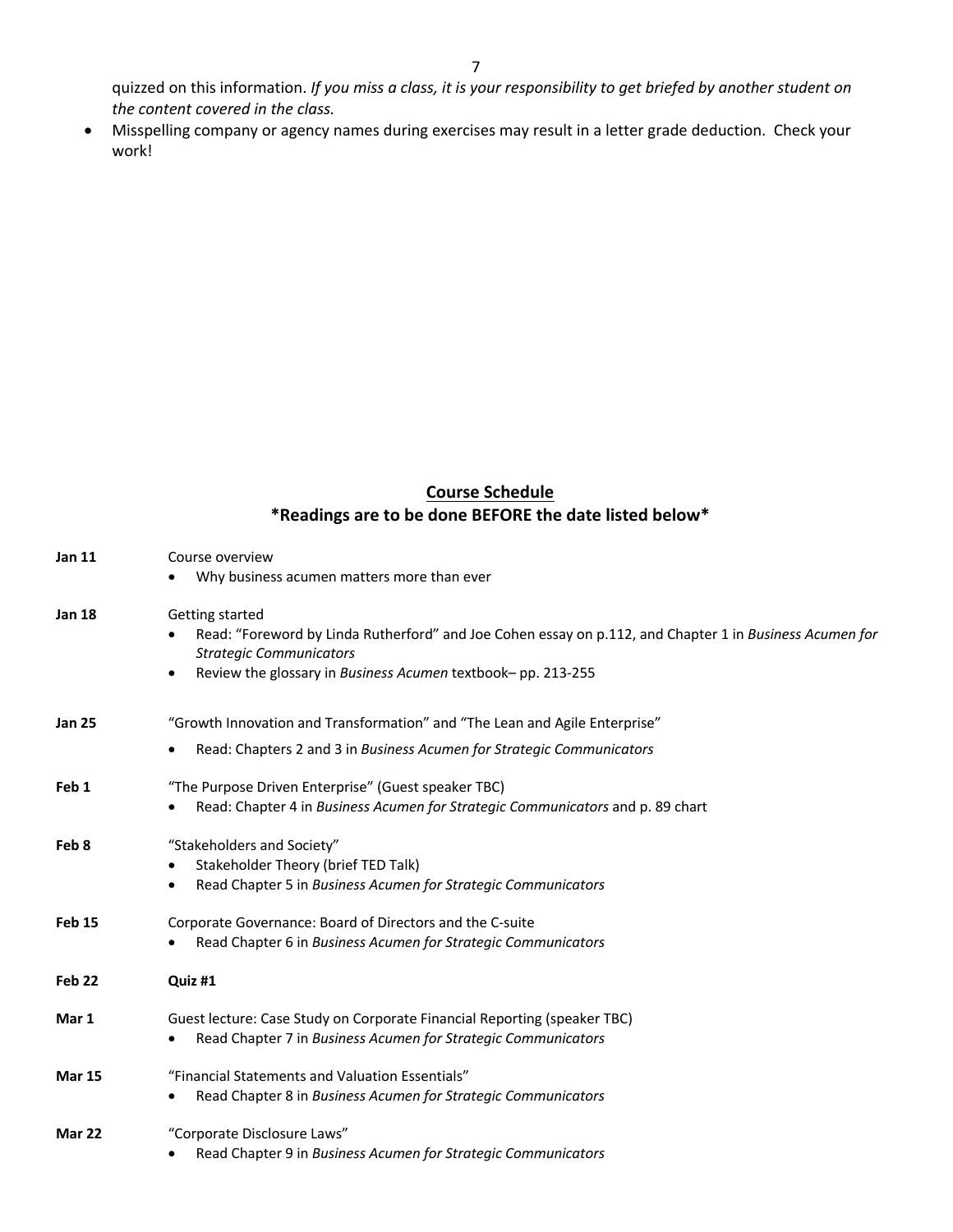quizzed on this information. *If you miss a class, it is your responsibility to get briefed by another student on the content covered in the class.*

- Misspelling company or agency names during exercises may result in a letter grade deduction. Check your work!

## Course Schedule

**\*Readings are to be done BEFORE the date listed below\***

**Jan 11** Course overview

- Why business acumen matters more than ever

**Jan 18** Getting started

- Read: "Foreword by Linda Rutherford" and Joe Cohen essay on p.112, and Chapter 1 in *Business Acumen for Strategic Communicators*
- Review the glossary in *Business Acumen* textbook– pp. 213-255

**Jan 25** "Growth Innovation and Transformation" and "The Lean and Agile Enterprise"

- Read: Chapters 2 and 3 in *Business Acumen for Strategic Communicators*

**Feb 1** "The Purpose Driven Enterprise" (Guest speaker TBC)

- Read: Chapter 4 in *Business Acumen for Strategic Communicators* and p. 89 chart

**Feb 8** "Stakeholders and Society"

- Stakeholder Theory (brief TED Talk)
- Read Chapter 5 in *Business Acumen for Strategic Communicators*

**Feb 15** Corporate Governance: Board of Directors and the C-suite

- Read Chapter 6 in *Business Acumen for Strategic Communicators*

**Feb 22** **Quiz #1**

**Mar 1** Guest lecture: Case Study on Corporate Financial Reporting (speaker TBC)

- Read Chapter 7 in *Business Acumen for Strategic Communicators*

**Mar 15** "Financial Statements and Valuation Essentials"

- Read Chapter 8 in *Business Acumen for Strategic Communicators*

**Mar 22** "Corporate Disclosure Laws"

- Read Chapter 9 in *Business Acumen for Strategic Communicators*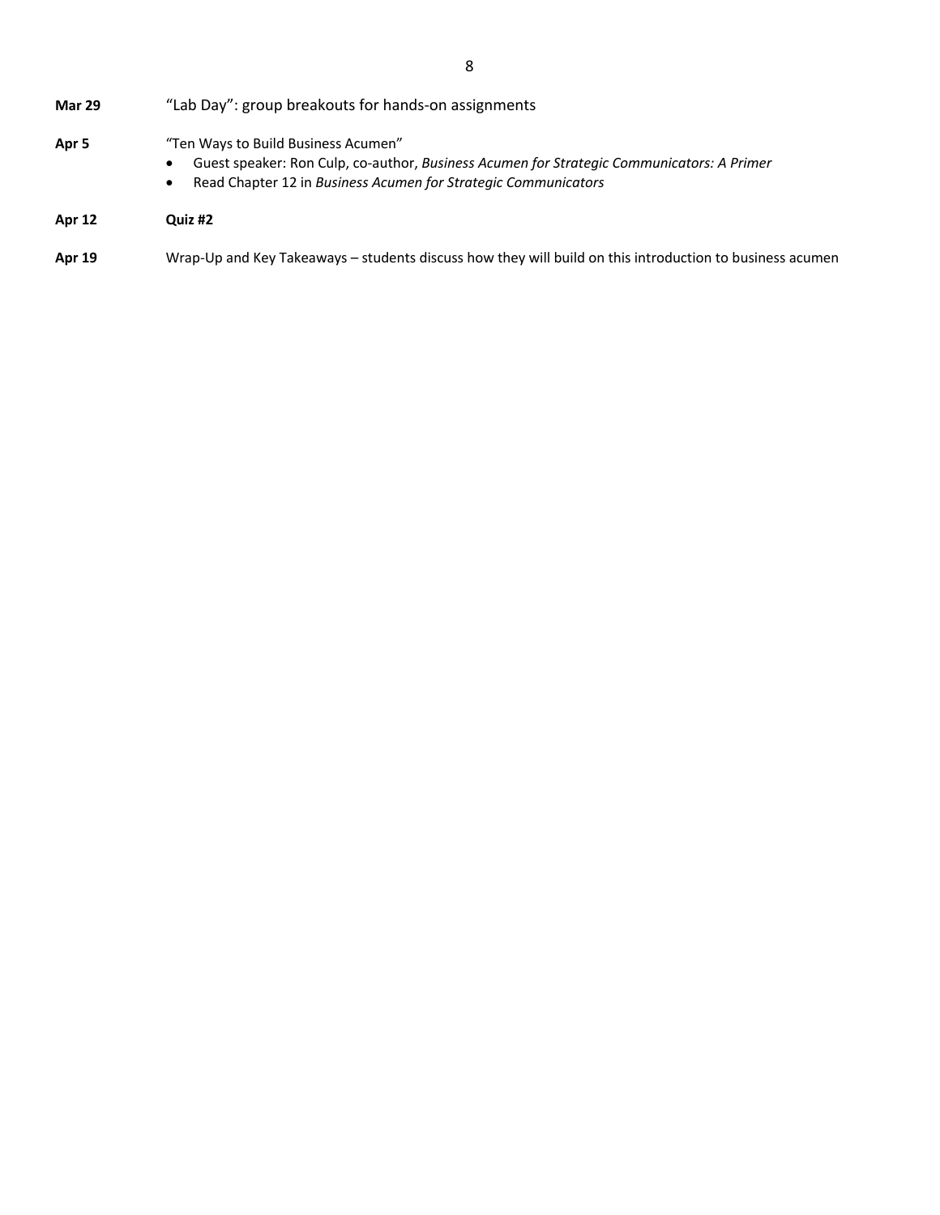**Mar 29** “Lab Day”: group breakouts for hands-on assignments

**Apr 5** “Ten Ways to Build Business Acumen”

- Guest speaker: Ron Culp, co-author, *Business Acumen for Strategic Communicators: A Primer*
- Read Chapter 12 in *Business Acumen for Strategic Communicators*

**Apr 12** **Quiz #2**

**Apr 19** Wrap-Up and Key Takeaways – students discuss how they will build on this introduction to business acumen